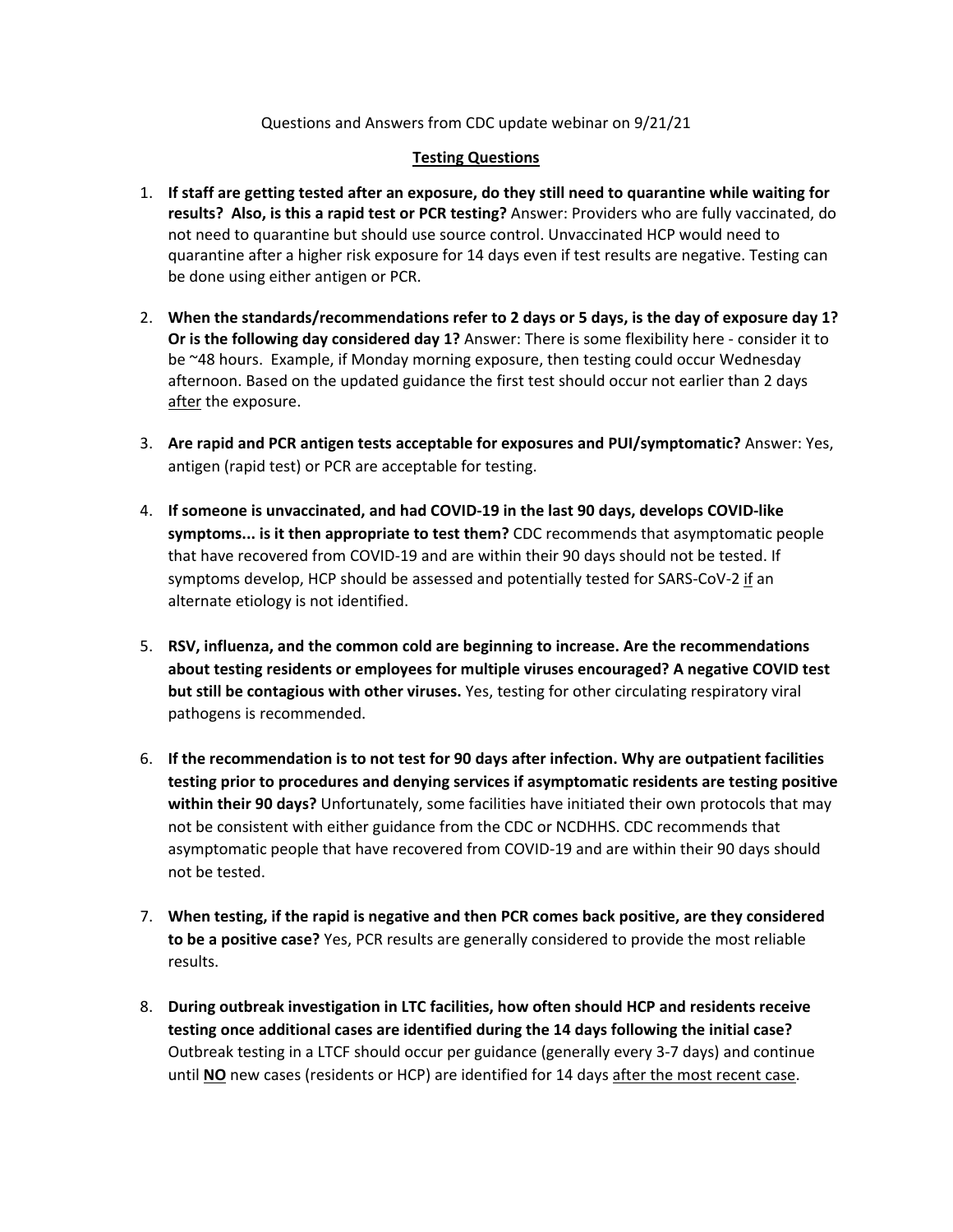Questions and Answers from CDC update webinar on 9/21/21

## Testing Questions

1. **If staff are getting tested after an exposure, do they still need to quarantine while waiting for results? Also, is this a rapid test or PCR testing?** Answer: Providers who are fully vaccinated, do not need to quarantine but should use source control. Unvaccinated HCP would need to quarantine after a higher risk exposure for 14 days even if test results are negative. Testing can be done using either antigen or PCR.

2. **When the standards/recommendations refer to 2 days or 5 days, is the day of exposure day 1? Or is the following day considered day 1?** Answer: There is some flexibility here - consider it to be ~48 hours. Example, if Monday morning exposure, then testing could occur Wednesday afternoon. Based on the updated guidance the first test should occur not earlier than 2 days <u>after</u> the exposure.

3. **Are rapid and PCR antigen tests acceptable for exposures and PUI/symptomatic?** Answer: Yes, antigen (rapid test) or PCR are acceptable for testing.

4. **If someone is unvaccinated, and had COVID-19 in the last 90 days, develops COVID-like symptoms... is it then appropriate to test them?** CDC recommends that asymptomatic people that have recovered from COVID-19 and are within their 90 days should not be tested. If symptoms develop, HCP should be assessed and potentially tested for SARS-CoV-2 <u>if</u> an alternate etiology is not identified.

5. **RSV, influenza, and the common cold are beginning to increase. Are the recommendations about testing residents or employees for multiple viruses encouraged? A negative COVID test but still be contagious with other viruses.** Yes, testing for other circulating respiratory viral pathogens is recommended.

6. **If the recommendation is to not test for 90 days after infection. Why are outpatient facilities testing prior to procedures and denying services if asymptomatic residents are testing positive within their 90 days?** Unfortunately, some facilities have initiated their own protocols that may not be consistent with either guidance from the CDC or NCDHHS. CDC recommends that asymptomatic people that have recovered from COVID-19 and are within their 90 days should not be tested.

7. **When testing, if the rapid is negative and then PCR comes back positive, are they considered to be a positive case?** Yes, PCR results are generally considered to provide the most reliable results.

8. **During outbreak investigation in LTC facilities, how often should HCP and residents receive testing once additional cases are identified during the 14 days following the initial case?** Outbreak testing in a LTCF should occur per guidance (generally every 3-7 days) and continue until **<u>NO</u>** new cases (residents or HCP) are identified for 14 days <u>after the most recent case</u>.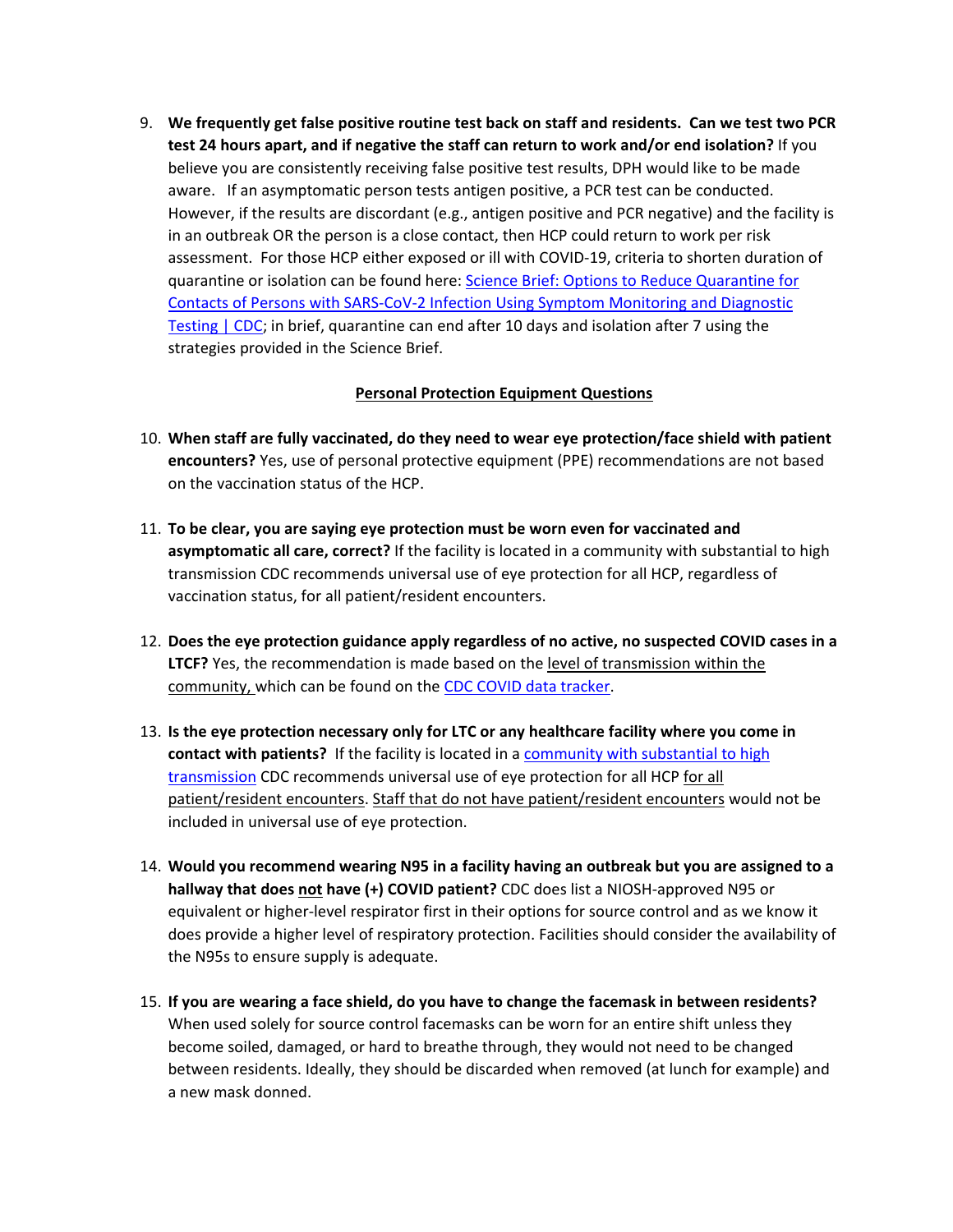9. **We frequently get false positive routine test back on staff and residents. Can we test two PCR test 24 hours apart, and if negative the staff can return to work and/or end isolation?** If you believe you are consistently receiving false positive test results, DPH would like to be made aware. If an asymptomatic person tests antigen positive, a PCR test can be conducted. However, if the results are discordant (e.g., antigen positive and PCR negative) and the facility is in an outbreak OR the person is a close contact, then HCP could return to work per risk assessment. For those HCP either exposed or ill with COVID-19, criteria to shorten duration of quarantine or isolation can be found here: Science Brief: Options to Reduce Quarantine for Contacts of Persons with SARS-CoV-2 Infection Using Symptom Monitoring and Diagnostic Testing | CDC; in brief, quarantine can end after 10 days and isolation after 7 using the strategies provided in the Science Brief.

## Personal Protection Equipment Questions

10. **When staff are fully vaccinated, do they need to wear eye protection/face shield with patient encounters?** Yes, use of personal protective equipment (PPE) recommendations are not based on the vaccination status of the HCP.

11. **To be clear, you are saying eye protection must be worn even for vaccinated and asymptomatic all care, correct?** If the facility is located in a community with substantial to high transmission CDC recommends universal use of eye protection for all HCP, regardless of vaccination status, for all patient/resident encounters.

12. **Does the eye protection guidance apply regardless of no active, no suspected COVID cases in a LTCF?** Yes, the recommendation is made based on the level of transmission within the community, which can be found on the CDC COVID data tracker.

13. **Is the eye protection necessary only for LTC or any healthcare facility where you come in contact with patients?** If the facility is located in a community with substantial to high transmission CDC recommends universal use of eye protection for all HCP for all patient/resident encounters. Staff that do not have patient/resident encounters would not be included in universal use of eye protection.

14. **Would you recommend wearing N95 in a facility having an outbreak but you are assigned to a hallway that does not have (+) COVID patient?** CDC does list a NIOSH-approved N95 or equivalent or higher-level respirator first in their options for source control and as we know it does provide a higher level of respiratory protection. Facilities should consider the availability of the N95s to ensure supply is adequate.

15. **If you are wearing a face shield, do you have to change the facemask in between residents?** When used solely for source control facemasks can be worn for an entire shift unless they become soiled, damaged, or hard to breathe through, they would not need to be changed between residents. Ideally, they should be discarded when removed (at lunch for example) and a new mask donned.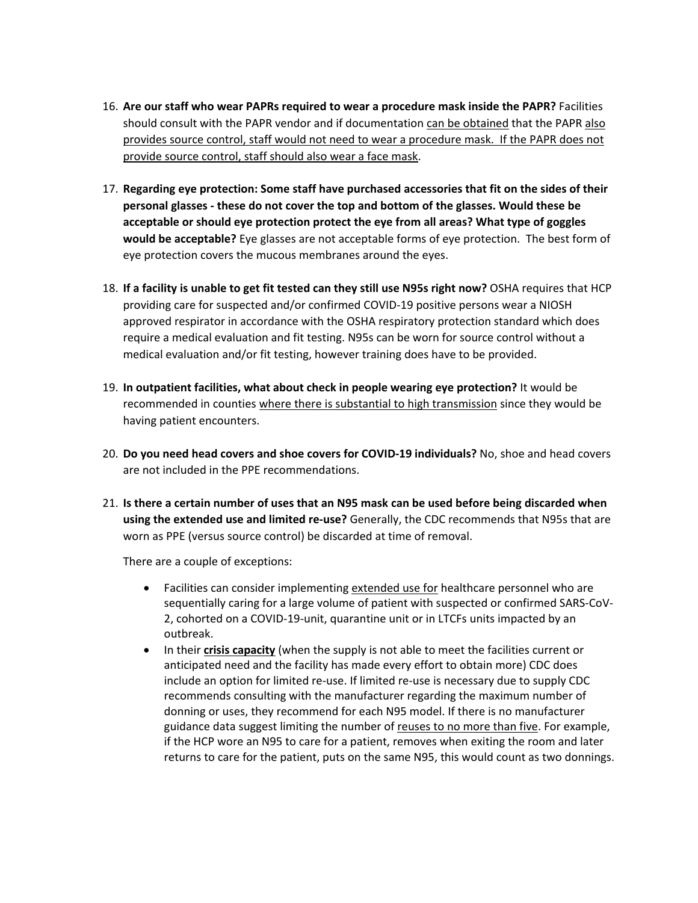16. **Are our staff who wear PAPRs required to wear a procedure mask inside the PAPR?** Facilities should consult with the PAPR vendor and if documentation can be obtained that the PAPR also provides source control, staff would not need to wear a procedure mask. If the PAPR does not provide source control, staff should also wear a face mask.

17. **Regarding eye protection: Some staff have purchased accessories that fit on the sides of their personal glasses - these do not cover the top and bottom of the glasses. Would these be acceptable or should eye protection protect the eye from all areas? What type of goggles would be acceptable?** Eye glasses are not acceptable forms of eye protection. The best form of eye protection covers the mucous membranes around the eyes.

18. **If a facility is unable to get fit tested can they still use N95s right now?** OSHA requires that HCP providing care for suspected and/or confirmed COVID-19 positive persons wear a NIOSH approved respirator in accordance with the OSHA respiratory protection standard which does require a medical evaluation and fit testing. N95s can be worn for source control without a medical evaluation and/or fit testing, however training does have to be provided.

19. **In outpatient facilities, what about check in people wearing eye protection?** It would be recommended in counties where there is substantial to high transmission since they would be having patient encounters.

20. **Do you need head covers and shoe covers for COVID-19 individuals?** No, shoe and head covers are not included in the PPE recommendations.

21. **Is there a certain number of uses that an N95 mask can be used before being discarded when using the extended use and limited re-use?** Generally, the CDC recommends that N95s that are worn as PPE (versus source control) be discarded at time of removal.

    There are a couple of exceptions:

    - Facilities can consider implementing extended use for healthcare personnel who are sequentially caring for a large volume of patient with suspected or confirmed SARS-CoV-2, cohorted on a COVID-19-unit, quarantine unit or in LTCFs units impacted by an outbreak.
    - In their **crisis capacity** (when the supply is not able to meet the facilities current or anticipated need and the facility has made every effort to obtain more) CDC does include an option for limited re-use. If limited re-use is necessary due to supply CDC recommends consulting with the manufacturer regarding the maximum number of donning or uses, they recommend for each N95 model. If there is no manufacturer guidance data suggest limiting the number of reuses to no more than five. For example, if the HCP wore an N95 to care for a patient, removes when exiting the room and later returns to care for the patient, puts on the same N95, this would count as two donnings.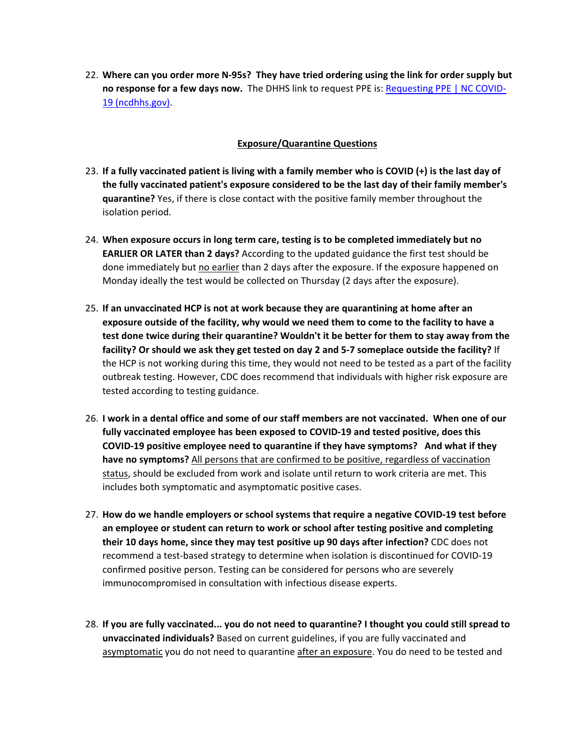22. **Where can you order more N-95s? They have tried ordering using the link for order supply but no response for a few days now.** The DHHS link to request PPE is: [Requesting PPE | NC COVID-19 (ncdhhs.gov)](https://covid19.ncdhhs.gov).

## Exposure/Quarantine Questions

23. **If a fully vaccinated patient is living with a family member who is COVID (+) is the last day of the fully vaccinated patient's exposure considered to be the last day of their family member's quarantine?** Yes, if there is close contact with the positive family member throughout the isolation period.

24. **When exposure occurs in long term care, testing is to be completed immediately but no EARLIER OR LATER than 2 days?** According to the updated guidance the first test should be done immediately but no earlier than 2 days after the exposure. If the exposure happened on Monday ideally the test would be collected on Thursday (2 days after the exposure).

25. **If an unvaccinated HCP is not at work because they are quarantining at home after an exposure outside of the facility, why would we need them to come to the facility to have a test done twice during their quarantine? Wouldn't it be better for them to stay away from the facility? Or should we ask they get tested on day 2 and 5-7 someplace outside the facility?** If the HCP is not working during this time, they would not need to be tested as a part of the facility outbreak testing. However, CDC does recommend that individuals with higher risk exposure are tested according to testing guidance.

26. **I work in a dental office and some of our staff members are not vaccinated. When one of our fully vaccinated employee has been exposed to COVID-19 and tested positive, does this COVID-19 positive employee need to quarantine if they have symptoms? And what if they have no symptoms?** All persons that are confirmed to be positive, regardless of vaccination status, should be excluded from work and isolate until return to work criteria are met. This includes both symptomatic and asymptomatic positive cases.

27. **How do we handle employers or school systems that require a negative COVID-19 test before an employee or student can return to work or school after testing positive and completing their 10 days home, since they may test positive up 90 days after infection?** CDC does not recommend a test-based strategy to determine when isolation is discontinued for COVID-19 confirmed positive person. Testing can be considered for persons who are severely immunocompromised in consultation with infectious disease experts.

28. **If you are fully vaccinated... you do not need to quarantine? I thought you could still spread to unvaccinated individuals?** Based on current guidelines, if you are fully vaccinated and asymptomatic you do not need to quarantine after an exposure. You do need to be tested and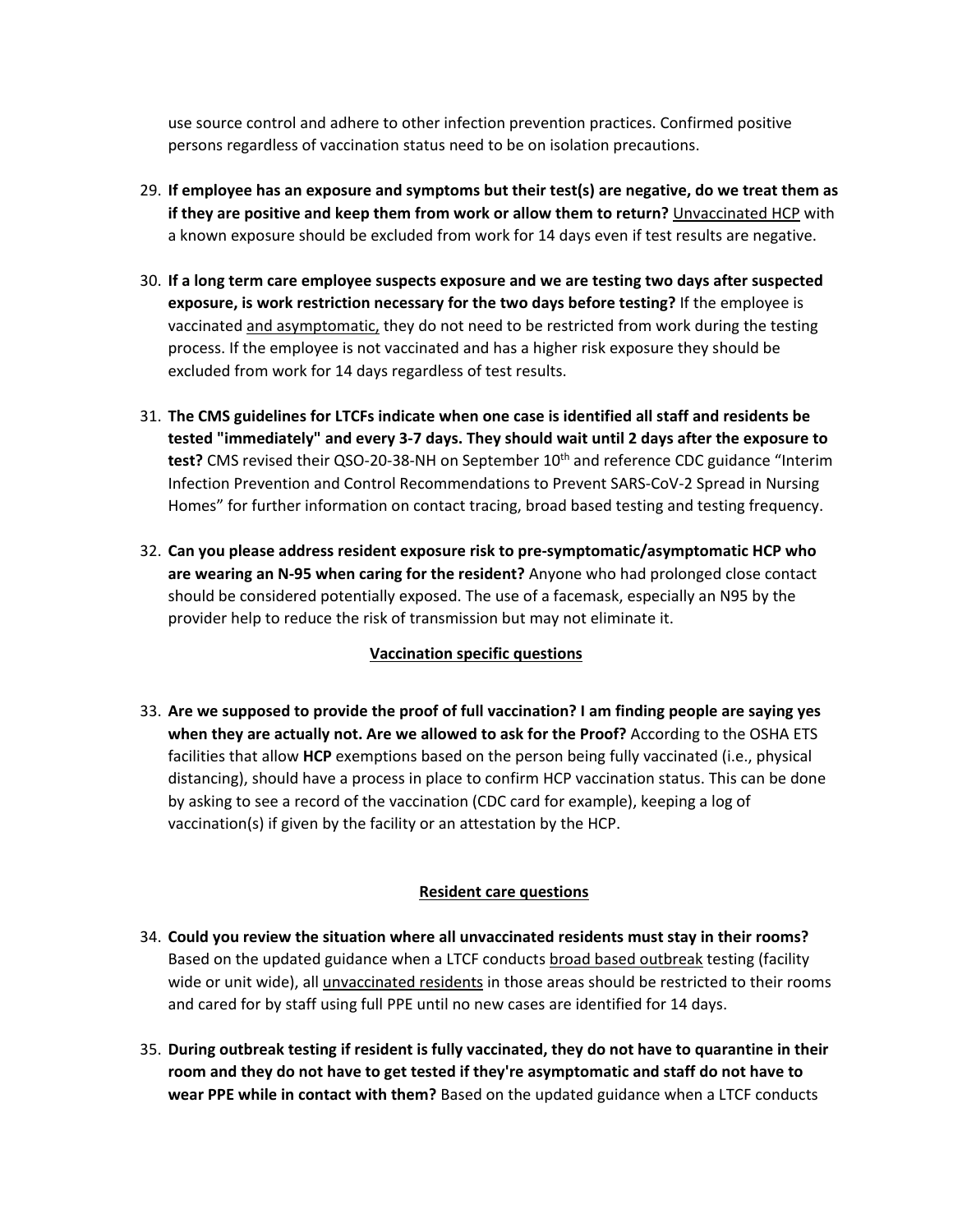use source control and adhere to other infection prevention practices. Confirmed positive persons regardless of vaccination status need to be on isolation precautions.

29. **If employee has an exposure and symptoms but their test(s) are negative, do we treat them as if they are positive and keep them from work or allow them to return?** <u>Unvaccinated HCP</u> with a known exposure should be excluded from work for 14 days even if test results are negative.

30. **If a long term care employee suspects exposure and we are testing two days after suspected exposure, is work restriction necessary for the two days before testing?** If the employee is vaccinated <u>and asymptomatic,</u> they do not need to be restricted from work during the testing process. If the employee is not vaccinated and has a higher risk exposure they should be excluded from work for 14 days regardless of test results.

31. **The CMS guidelines for LTCFs indicate when one case is identified all staff and residents be tested "immediately" and every 3-7 days. They should wait until 2 days after the exposure to test?** CMS revised their QSO-20-38-NH on September 10th and reference CDC guidance "Interim Infection Prevention and Control Recommendations to Prevent SARS-CoV-2 Spread in Nursing Homes" for further information on contact tracing, broad based testing and testing frequency.

32. **Can you please address resident exposure risk to pre-symptomatic/asymptomatic HCP who are wearing an N-95 when caring for the resident?** Anyone who had prolonged close contact should be considered potentially exposed. The use of a facemask, especially an N95 by the provider help to reduce the risk of transmission but may not eliminate it.

## <u>Vaccination specific questions</u>

33. **Are we supposed to provide the proof of full vaccination? I am finding people are saying yes when they are actually not. Are we allowed to ask for the Proof?** According to the OSHA ETS facilities that allow **HCP** exemptions based on the person being fully vaccinated (i.e., physical distancing), should have a process in place to confirm HCP vaccination status. This can be done by asking to see a record of the vaccination (CDC card for example), keeping a log of vaccination(s) if given by the facility or an attestation by the HCP.

## <u>Resident care questions</u>

34. **Could you review the situation where all unvaccinated residents must stay in their rooms?** Based on the updated guidance when a LTCF conducts <u>broad based outbreak</u> testing (facility wide or unit wide), all <u>unvaccinated residents</u> in those areas should be restricted to their rooms and cared for by staff using full PPE until no new cases are identified for 14 days.

35. **During outbreak testing if resident is fully vaccinated, they do not have to quarantine in their room and they do not have to get tested if they're asymptomatic and staff do not have to wear PPE while in contact with them?** Based on the updated guidance when a LTCF conducts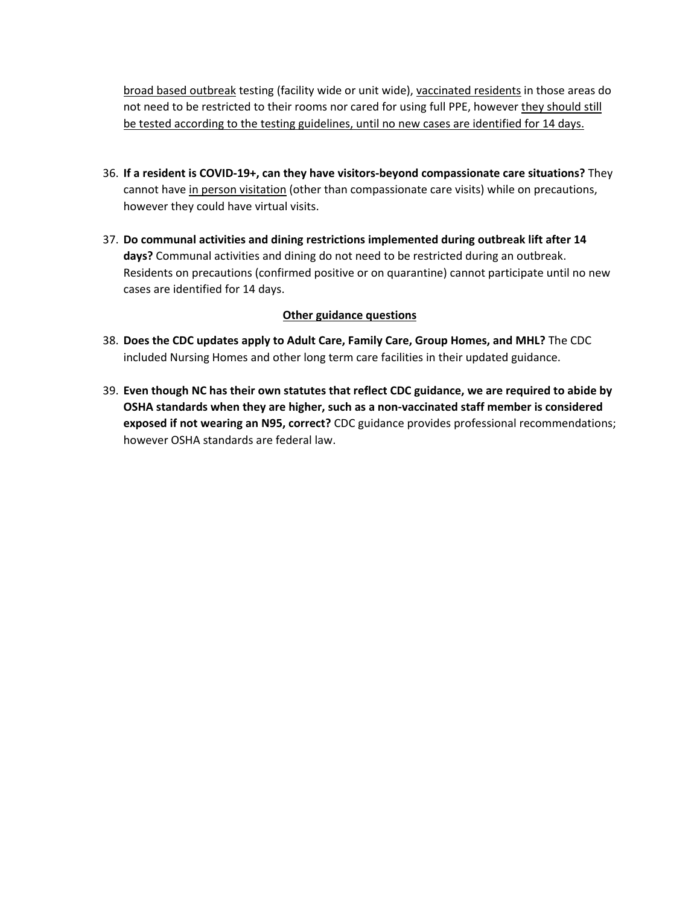broad based outbreak testing (facility wide or unit wide), vaccinated residents in those areas do not need to be restricted to their rooms nor cared for using full PPE, however they should still be tested according to the testing guidelines, until no new cases are identified for 14 days.

36. **If a resident is COVID-19+, can they have visitors-beyond compassionate care situations?** They cannot have in person visitation (other than compassionate care visits) while on precautions, however they could have virtual visits.

37. **Do communal activities and dining restrictions implemented during outbreak lift after 14 days?** Communal activities and dining do not need to be restricted during an outbreak. Residents on precautions (confirmed positive or on quarantine) cannot participate until no new cases are identified for 14 days.

## Other guidance questions

38. **Does the CDC updates apply to Adult Care, Family Care, Group Homes, and MHL?** The CDC included Nursing Homes and other long term care facilities in their updated guidance.

39. **Even though NC has their own statutes that reflect CDC guidance, we are required to abide by OSHA standards when they are higher, such as a non-vaccinated staff member is considered exposed if not wearing an N95, correct?** CDC guidance provides professional recommendations; however OSHA standards are federal law.